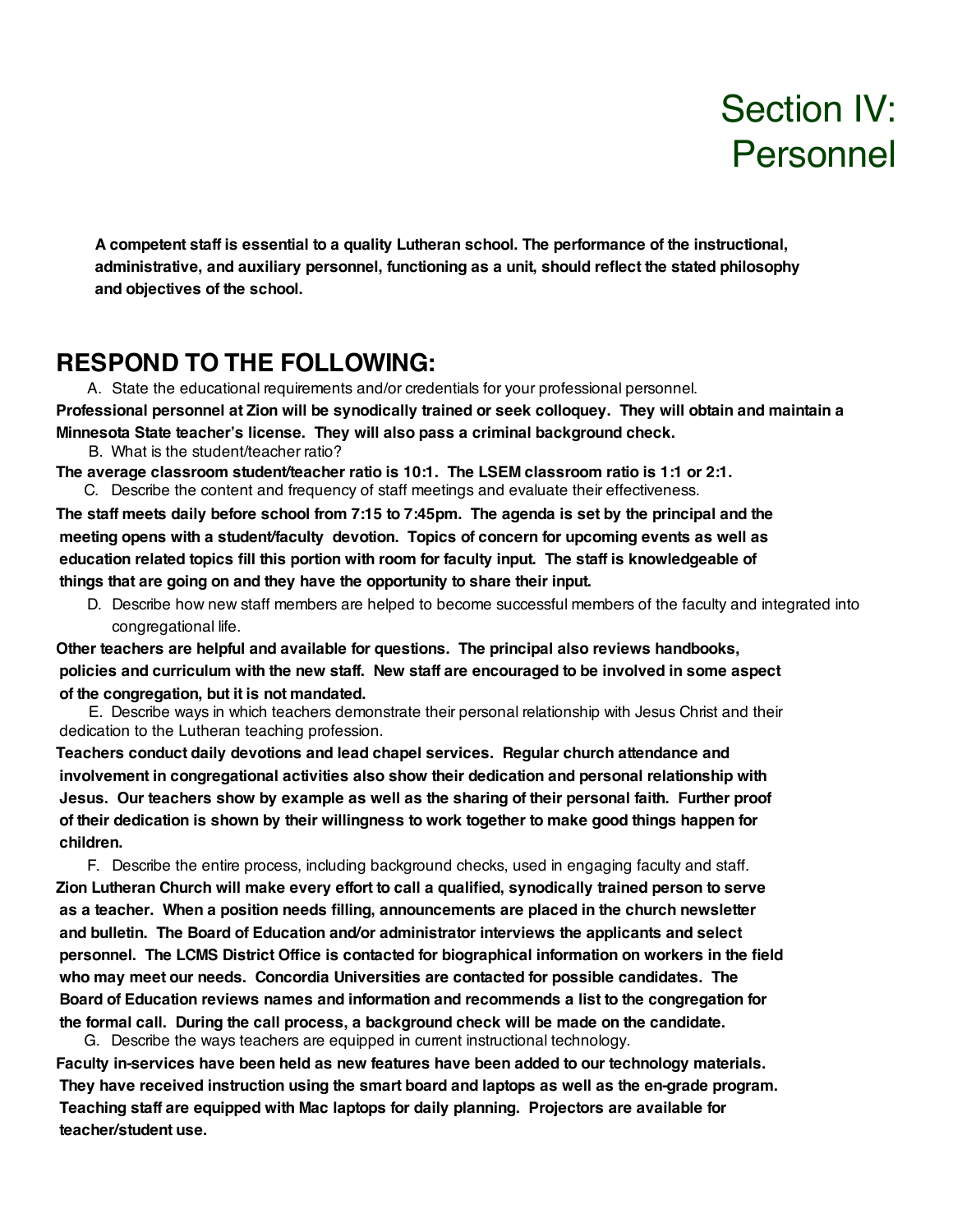# Section IV: Personnel

**A competent staff is essential to a quality Lutheran school. The performance of the instructional, administrative, and auxiliary personnel, functioning as a unit, should reflect the stated philosophy and objectives of the school.**

## RESPOND TO THE FOLLOWING:

A. State the educational requirements and/or credentials for your professional personnel.

**Professional personnel at Zion will be synodically trained or seek colloquey. They will obtain and maintain a Minnesota State teacher's license. They will also pass a criminal background check.**

B. What is the student/teacher ratio?

**The average classroom student/teacher ratio is 10:1. The LSEM classroom ratio is 1:1 or 2:1.**

C. Describe the content and frequency of staff meetings and evaluate their effectiveness.

**The staff meets daily before school from 7:15 to 7:45pm. The agenda is set by the principal and the meeting opens with a student/faculty devotion. Topics of concern for upcoming events as well as education related topics fill this portion with room for faculty input. The staff is knowledgeable of things that are going on and they have the opportunity to share their input.**

D. Describe how new staff members are helped to become successful members of the faculty and integrated into congregational life.

**Other teachers are helpful and available for questions. The principal also reviews handbooks, policies and curriculum with the new staff. New staff are encouraged to be involved in some aspect of the congregation, but it is not mandated.**

E. Describe ways in which teachers demonstrate their personal relationship with Jesus Christ and their dedication to the Lutheran teaching profession.

**Teachers conduct daily devotions and lead chapel services. Regular church attendance and involvement in congregational activities also show their dedication and personal relationship with Jesus. Our teachers show by example as well as the sharing of their personal faith. Further proof of their dedication is shown by their willingness to work together to make good things happen for children.**

F. Describe the entire process, including background checks, used in engaging faculty and staff.

**Zion Lutheran Church will make every effort to call a qualified, synodically trained person to serve as a teacher. When a position needs filling, announcements are placed in the church newsletter and bulletin. The Board of Education and/or administrator interviews the applicants and select personnel. The LCMS District Office is contacted for biographical information on workers in the field who may meet our needs. Concordia Universities are contacted for possible candidates. The Board of Education reviews names and information and recommends a list to the congregation for the formal call. During the call process, a background check will be made on the candidate.**

G. Describe the ways teachers are equipped in current instructional technology.

**Faculty in-services have been held as new features have been added to our technology materials. They have received instruction using the smart board and laptops as well as the en-grade program. Teaching staff are equipped with Mac laptops for daily planning. Projectors are available for teacher/student use.**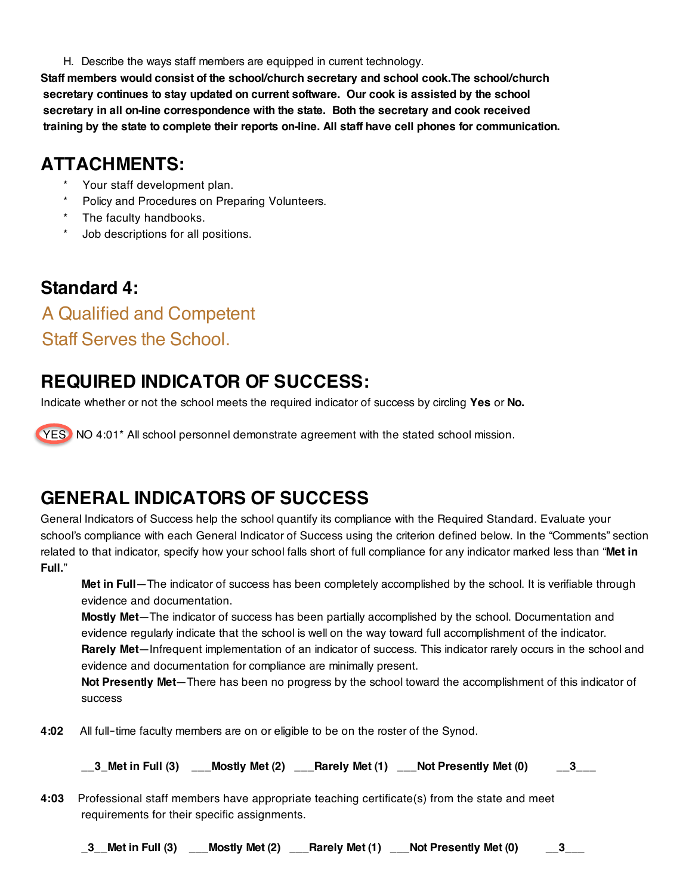H. Describe the ways staff members are equipped in current technology.

**Staff members would consist of the school/church secretary and school cook.The school/church secretary continues to stay updated on current software. Our cook is assisted by the school secretary in all on-line correspondence with the state. Both the secretary and cook received training by the state to complete their reports on-line. All staff have cell phones for communication.**

## ATTACHMENTS:

- Your staff development plan.
- Policy and Procedures on Preparing Volunteers.
- The faculty handbooks.
- Job descriptions for all positions.

## Standard 4:

### A Qualified and Competent Staff Serves the School.

## REQUIRED INDICATOR OF SUCCESS:

Indicate whether or not the school meets the required indicator of success by circling **Yes** or **No.**

(YES) NO 4:01* All school personnel demonstrate agreement with the stated school mission.

## GENERAL INDICATORS OF SUCCESS

General Indicators of Success help the school quantify its compliance with the Required Standard. Evaluate your school's compliance with each General Indicator of Success using the criterion defined below. In the "Comments" section related to that indicator, specify how your school falls short of full compliance for any indicator marked less than "**Met in Full.**"

**Met in Full**—The indicator of success has been completely accomplished by the school. It is verifiable through evidence and documentation.

**Mostly Met**—The indicator of success has been partially accomplished by the school. Documentation and evidence regularly indicate that the school is well on the way toward full accomplishment of the indicator.

**Rarely Met**—Infrequent implementation of an indicator of success. This indicator rarely occurs in the school and evidence and documentation for compliance are minimally present.

**Not Presently Met**—There has been no progress by the school toward the accomplishment of this indicator of success

**4:02** All full-time faculty members are on or eligible to be on the roster of the Synod.

**__3_Met in Full (3) ___Mostly Met (2) ___Rarely Met (1) ___Not Presently Met (0) __3___**

**4:03** Professional staff members have appropriate teaching certificate(s) from the state and meet requirements for their specific assignments.

**_3__Met in Full (3) ___Mostly Met (2) ___Rarely Met (1) ___Not Presently Met (0) __3___**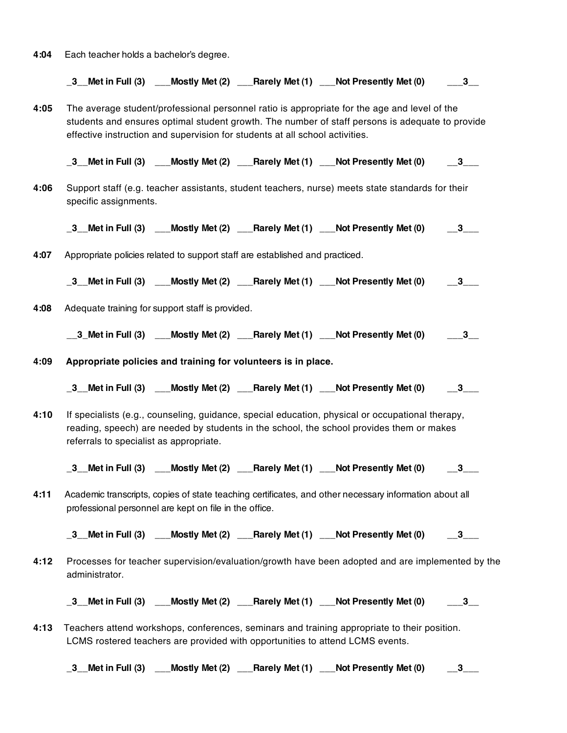**4:04** Each teacher holds a bachelor's degree.

**_3__Met in Full (3) ___Mostly Met (2) ___Rarely Met (1) ___Not Presently Met (0) ___3__**

**4:05** The average student/professional personnel ratio is appropriate for the age and level of the students and ensures optimal student growth. The number of staff persons is adequate to provide effective instruction and supervision for students at all school activities.

**_3__Met in Full (3) ___Mostly Met (2) ___Rarely Met (1) ___Not Presently Met (0) __3___**

**4:06** Support staff (e.g. teacher assistants, student teachers, nurse) meets state standards for their specific assignments.

**_3__Met in Full (3) ___Mostly Met (2) ___Rarely Met (1) ___Not Presently Met (0) __3___**

**4:07** Appropriate policies related to support staff are established and practiced.

**_3__Met in Full (3) ___Mostly Met (2) ___Rarely Met (1) ___Not Presently Met (0) __3___**

**4:08** Adequate training for support staff is provided.

**__3_Met in Full (3) ___Mostly Met (2) ___Rarely Met (1) ___Not Presently Met (0) ___3__**

**4:09 Appropriate policies and training for volunteers is in place.**

**_3__Met in Full (3) ___Mostly Met (2) ___Rarely Met (1) ___Not Presently Met (0) __3___**

**4:10** If specialists (e.g., counseling, guidance, special education, physical or occupational therapy, reading, speech) are needed by students in the school, the school provides them or makes referrals to specialist as appropriate.

**_3__Met in Full (3) ___Mostly Met (2) ___Rarely Met (1) ___Not Presently Met (0) __3___**

**4:11** Academic transcripts, copies of state teaching certificates, and other necessary information about all professional personnel are kept on file in the office.

**_3__Met in Full (3) ___Mostly Met (2) ___Rarely Met (1) ___Not Presently Met (0) __3___**

**4:12** Processes for teacher supervision/evaluation/growth have been adopted and are implemented by the administrator.

**_3__Met in Full (3) ___Mostly Met (2) ___Rarely Met (1) ___Not Presently Met (0) ___3__**

**4:13** Teachers attend workshops, conferences, seminars and training appropriate to their position. LCMS rostered teachers are provided with opportunities to attend LCMS events.

**_3__Met in Full (3) ___Mostly Met (2) ___Rarely Met (1) ___Not Presently Met (0) __3___**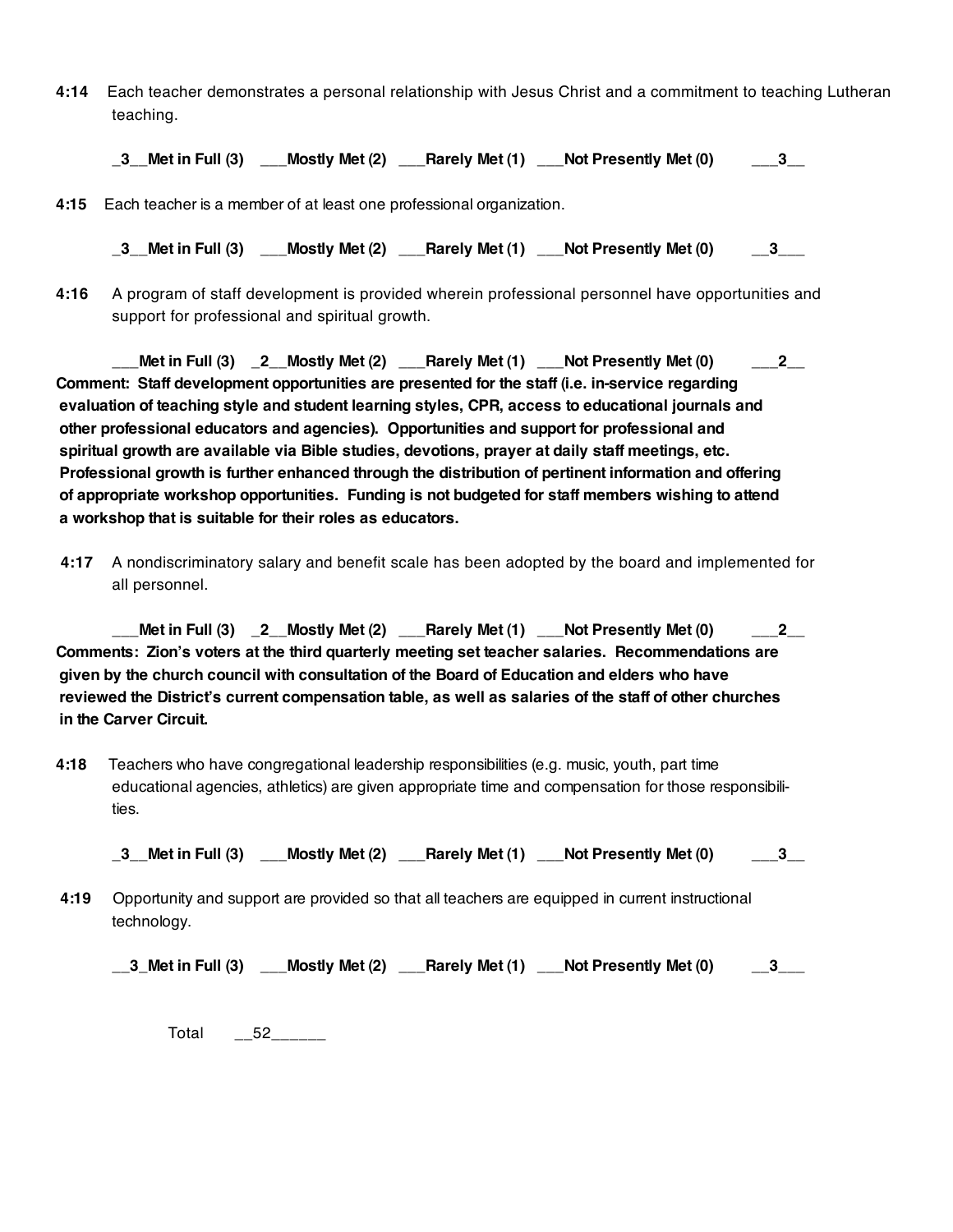**4:14** Each teacher demonstrates a personal relationship with Jesus Christ and a commitment to teaching Lutheran teaching.

**_3__Met in Full (3) ___Mostly Met (2) ___Rarely Met (1) ___Not Presently Met (0) ___3__**

**4:15** Each teacher is a member of at least one professional organization.

**_3__Met in Full (3) ___Mostly Met (2) ___Rarely Met (1) ___Not Presently Met (0) __3___**

**4:16** A program of staff development is provided wherein professional personnel have opportunities and support for professional and spiritual growth.

**___Met in Full (3) _2__Mostly Met (2) ___Rarely Met (1) ___Not Presently Met (0) ___2__**

**Comment: Staff development opportunities are presented for the staff (i.e. in-service regarding evaluation of teaching style and student learning styles, CPR, access to educational journals and other professional educators and agencies). Opportunities and support for professional and spiritual growth are available via Bible studies, devotions, prayer at daily staff meetings, etc. Professional growth is further enhanced through the distribution of pertinent information and offering of appropriate workshop opportunities. Funding is not budgeted for staff members wishing to attend a workshop that is suitable for their roles as educators.**

**4:17** A nondiscriminatory salary and benefit scale has been adopted by the board and implemented for all personnel.

**___Met in Full (3) _2__Mostly Met (2) ___Rarely Met (1) ___Not Presently Met (0) ___2__**

**Comments: Zion's voters at the third quarterly meeting set teacher salaries. Recommendations are given by the church council with consultation of the Board of Education and elders who have reviewed the District's current compensation table, as well as salaries of the staff of other churches in the Carver Circuit.**

**4:18** Teachers who have congregational leadership responsibilities (e.g. music, youth, part time educational agencies, athletics) are given appropriate time and compensation for those responsibilities.

**_3__Met in Full (3) ___Mostly Met (2) ___Rarely Met (1) ___Not Presently Met (0) ___3__**

**4:19** Opportunity and support are provided so that all teachers are equipped in current instructional technology.

**__3_Met in Full (3) ___Mostly Met (2) ___Rarely Met (1) ___Not Presently Met (0) __3___**

Total __52______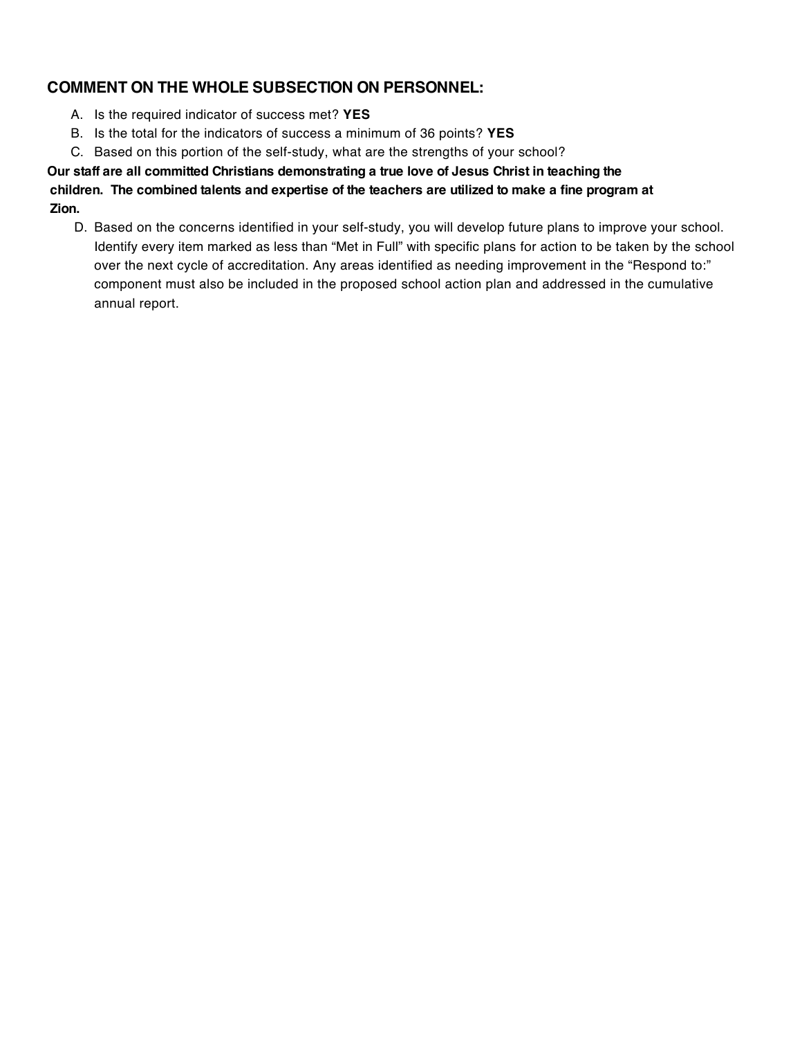## COMMENT ON THE WHOLE SUBSECTION ON PERSONNEL:

A. Is the required indicator of success met? **YES**

B. Is the total for the indicators of success a minimum of 36 points? **YES**

C. Based on this portion of the self-study, what are the strengths of your school?

**Our staff are all committed Christians demonstrating a true love of Jesus Christ in teaching the children. The combined talents and expertise of the teachers are utilized to make a fine program at Zion.**

D. Based on the concerns identified in your self-study, you will develop future plans to improve your school. Identify every item marked as less than "Met in Full" with specific plans for action to be taken by the school over the next cycle of accreditation. Any areas identified as needing improvement in the "Respond to:" component must also be included in the proposed school action plan and addressed in the cumulative annual report.